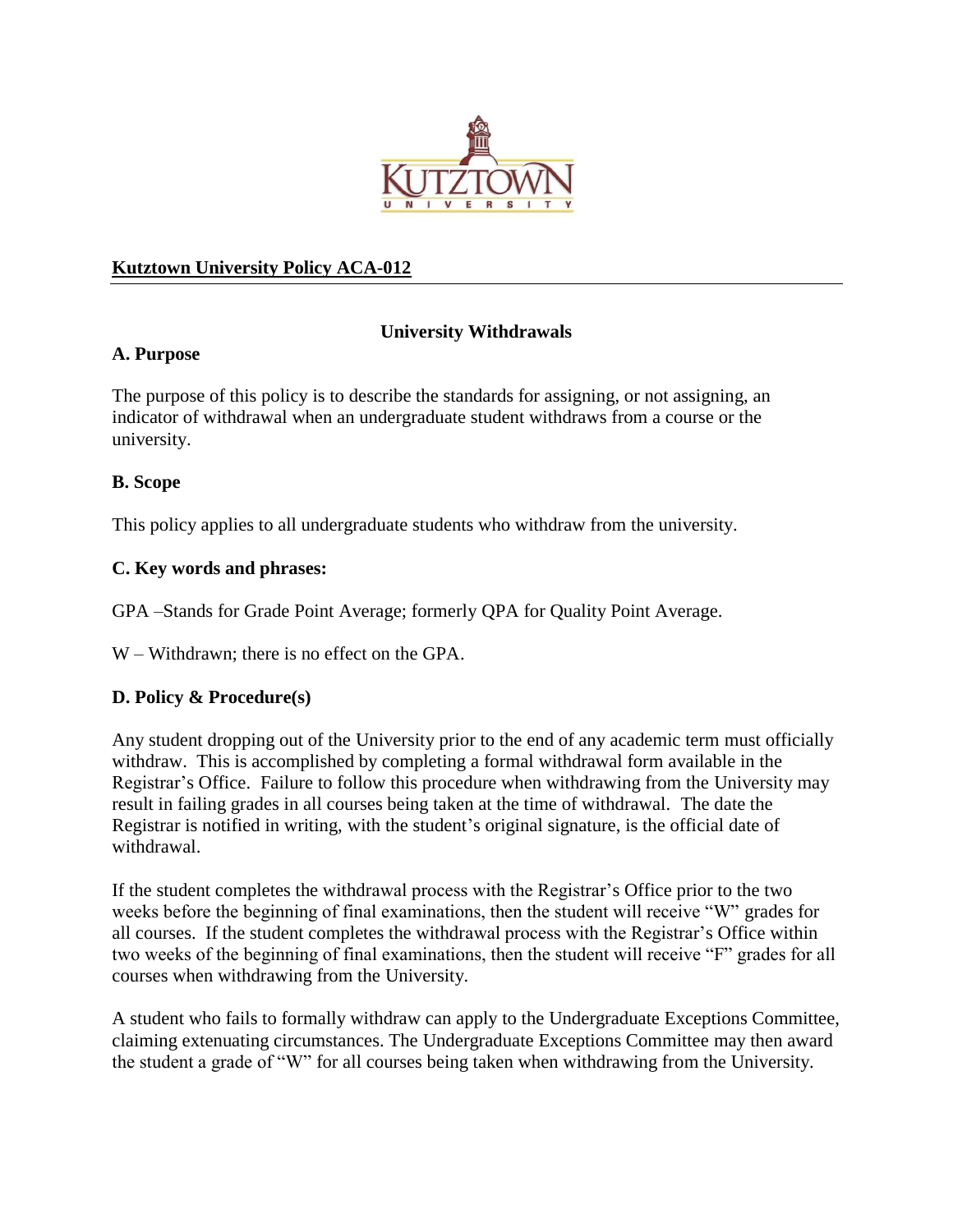**Kutztown University Policy ACA-012**

## University Withdrawals

### A. Purpose

The purpose of this policy is to describe the standards for assigning, or not assigning, an indicator of withdrawal when an undergraduate student withdraws from a course or the university.

### B. Scope

This policy applies to all undergraduate students who withdraw from the university.

### C. Key words and phrases:

GPA –Stands for Grade Point Average; formerly QPA for Quality Point Average.

W – Withdrawn; there is no effect on the GPA.

### D. Policy & Procedure(s)

Any student dropping out of the University prior to the end of any academic term must officially withdraw. This is accomplished by completing a formal withdrawal form available in the Registrar's Office. Failure to follow this procedure when withdrawing from the University may result in failing grades in all courses being taken at the time of withdrawal. The date the Registrar is notified in writing, with the student's original signature, is the official date of withdrawal.

If the student completes the withdrawal process with the Registrar's Office prior to the two weeks before the beginning of final examinations, then the student will receive "W" grades for all courses. If the student completes the withdrawal process with the Registrar's Office within two weeks of the beginning of final examinations, then the student will receive "F" grades for all courses when withdrawing from the University.

A student who fails to formally withdraw can apply to the Undergraduate Exceptions Committee, claiming extenuating circumstances. The Undergraduate Exceptions Committee may then award the student a grade of "W" for all courses being taken when withdrawing from the University.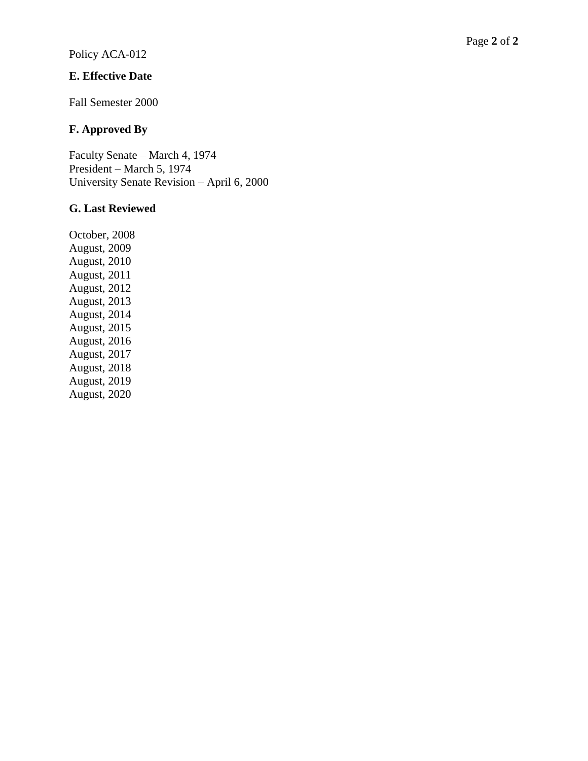Policy ACA-012

## E. Effective Date

Fall Semester 2000

## F. Approved By

Faculty Senate – March 4, 1974
President – March 5, 1974
University Senate Revision – April 6, 2000

## G. Last Reviewed

October, 2008
August, 2009
August, 2010
August, 2011
August, 2012
August, 2013
August, 2014
August, 2015
August, 2016
August, 2017
August, 2018
August, 2019
August, 2020